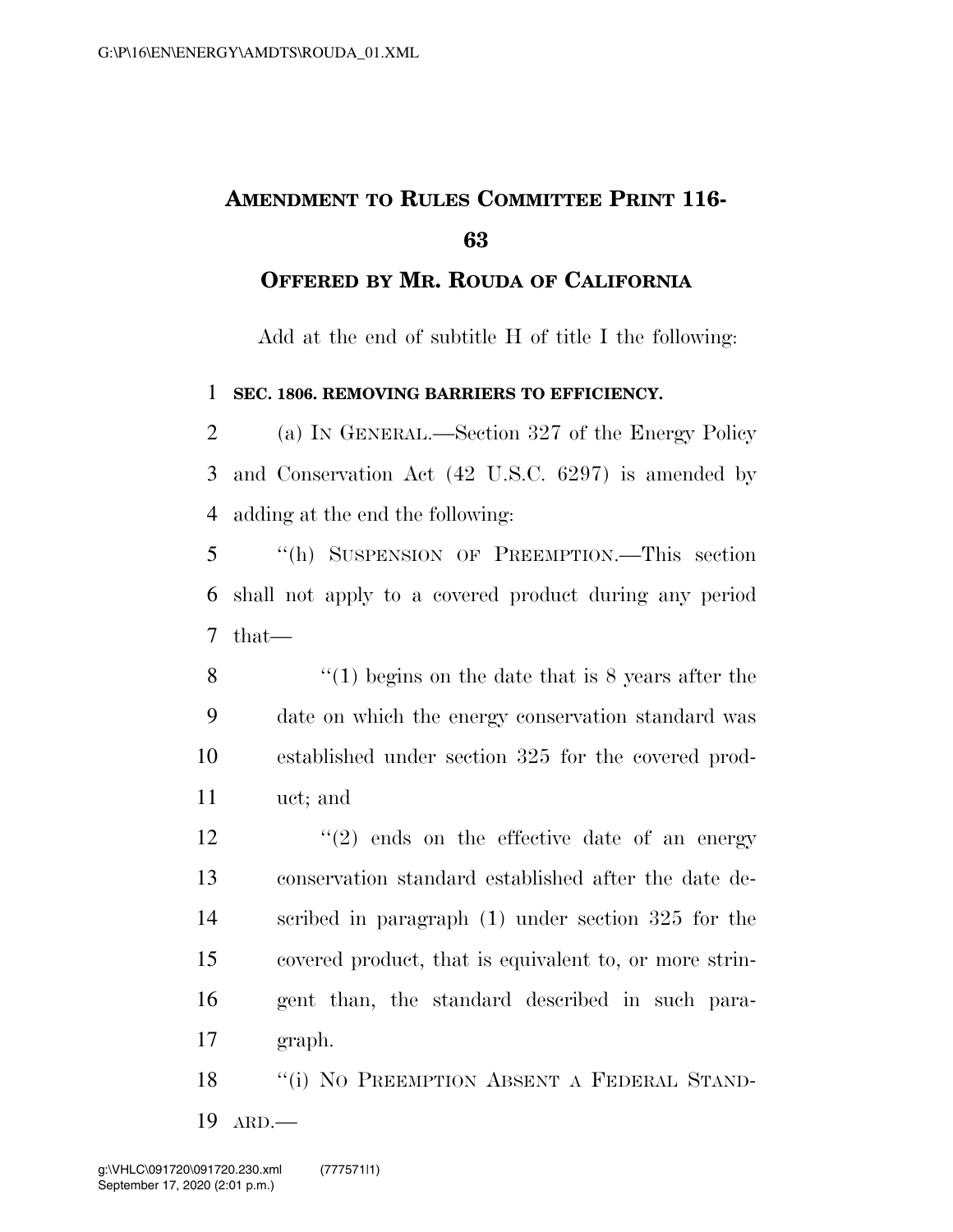# AMENDMENT TO RULES COMMITTEE PRINT 116-63

## OFFERED BY MR. ROUDA OF CALIFORNIA

Add at the end of subtitle H of title I the following:

**SEC. 1806. REMOVING BARRIERS TO EFFICIENCY.**

(a) IN GENERAL.—Section 327 of the Energy Policy and Conservation Act (42 U.S.C. 6297) is amended by adding at the end the following:

"(h) SUSPENSION OF PREEMPTION.—This section shall not apply to a covered product during any period that—

"(1) begins on the date that is 8 years after the date on which the energy conservation standard was established under section 325 for the covered product; and

"(2) ends on the effective date of an energy conservation standard established after the date described in paragraph (1) under section 325 for the covered product, that is equivalent to, or more stringent than, the standard described in such paragraph.

"(i) NO PREEMPTION ABSENT A FEDERAL STANDARD.—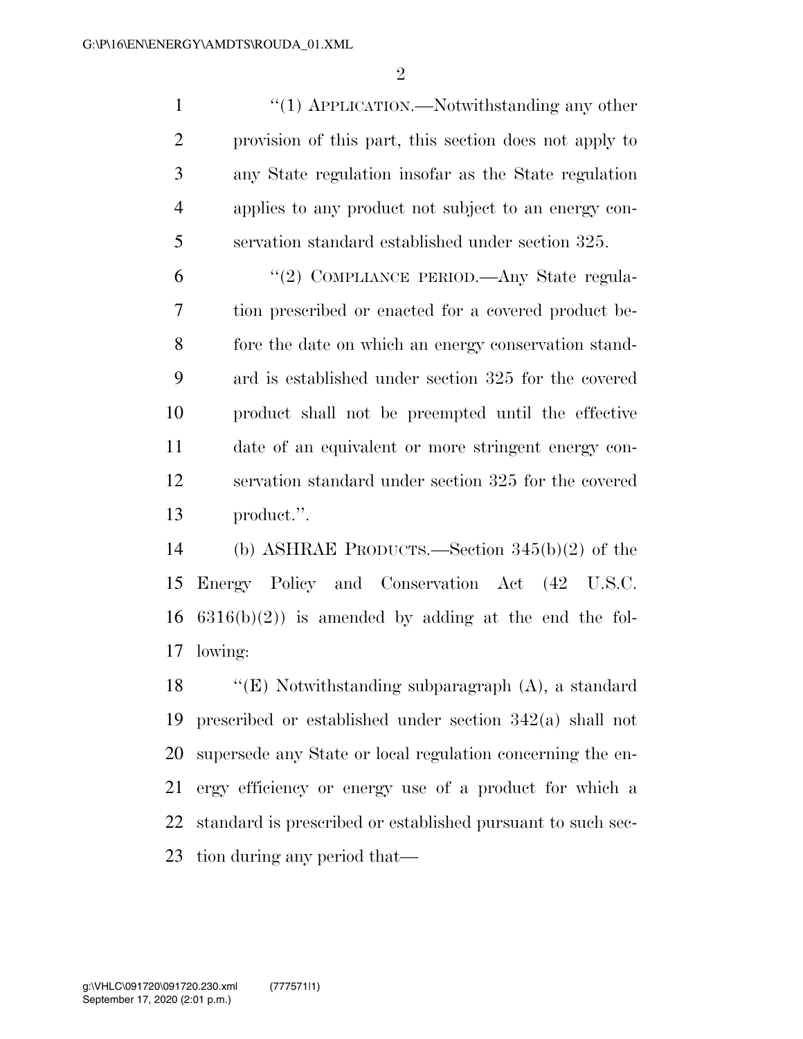"(1) APPLICATION.—Notwithstanding any other provision of this part, this section does not apply to any State regulation insofar as the State regulation applies to any product not subject to an energy conservation standard established under section 325.

"(2) COMPLIANCE PERIOD.—Any State regulation prescribed or enacted for a covered product before the date on which an energy conservation standard is established under section 325 for the covered product shall not be preempted until the effective date of an equivalent or more stringent energy conservation standard under section 325 for the covered product.".

(b) ASHRAE PRODUCTS.—Section 345(b)(2) of the Energy Policy and Conservation Act (42 U.S.C. 6316(b)(2)) is amended by adding at the end the following:

"(E) Notwithstanding subparagraph (A), a standard prescribed or established under section 342(a) shall not supersede any State or local regulation concerning the energy efficiency or energy use of a product for which a standard is prescribed or established pursuant to such section during any period that—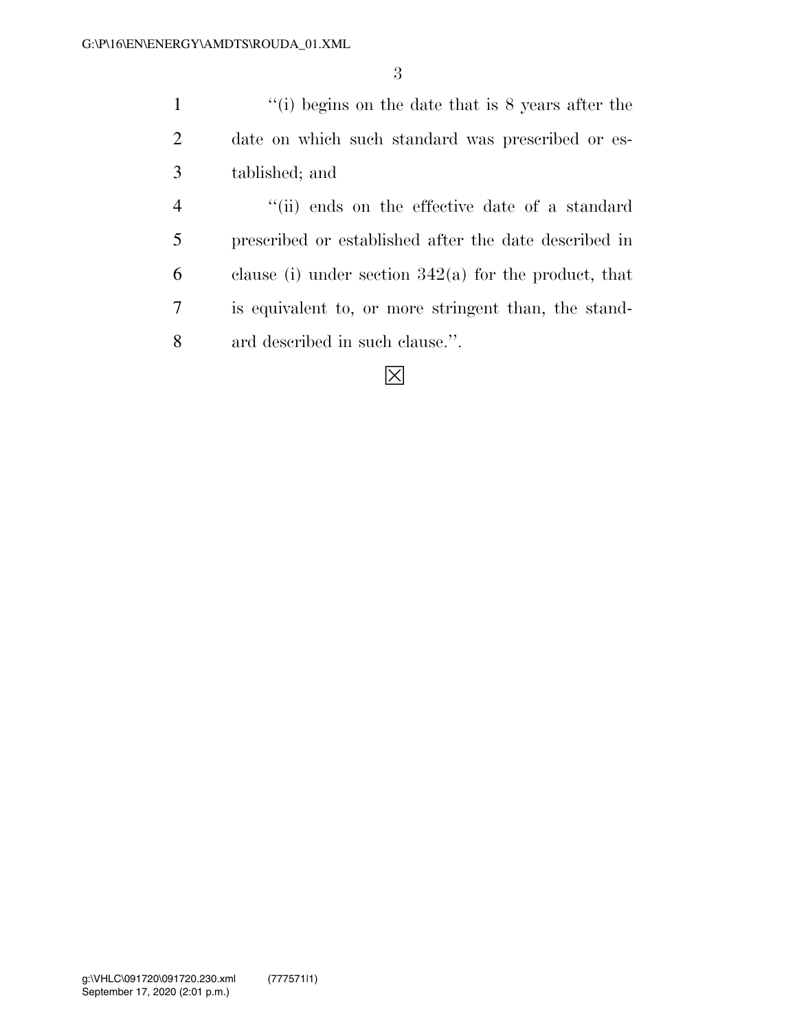''(i) begins on the date that is 8 years after the date on which such standard was prescribed or established; and

''(ii) ends on the effective date of a standard prescribed or established after the date described in clause (i) under section 342(a) for the product, that is equivalent to, or more stringent than, the standard described in such clause.''.